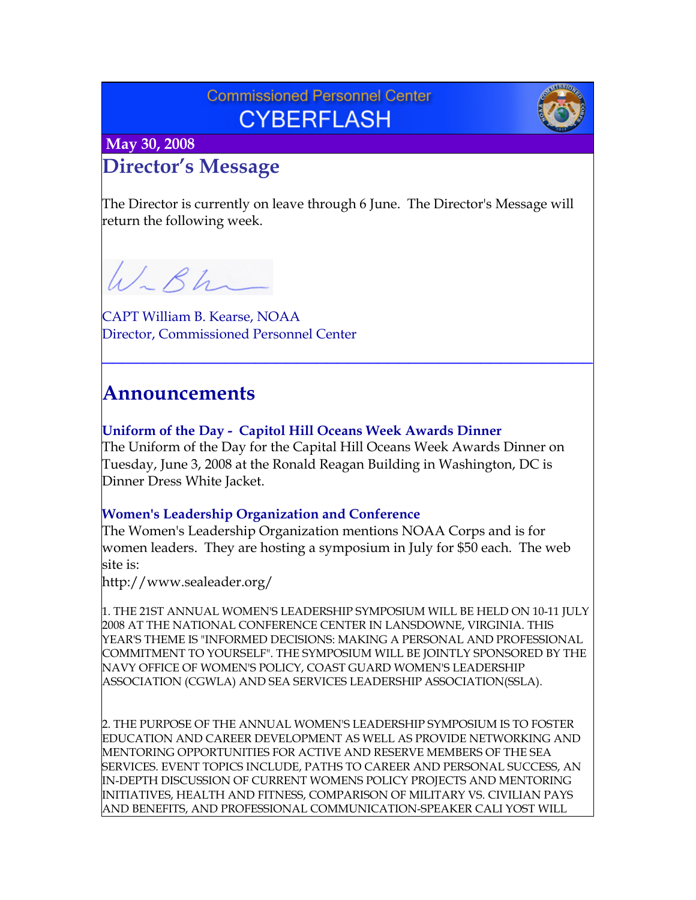Commissioned Personnel Center

# CYBERFLASH

**May 30, 2008**

## Director's Message

The Director is currently on leave through 6 June. The Director's Message will return the following week.

CAPT William B. Kearse, NOAA
Director, Commissioned Personnel Center

---

## Announcements

### Uniform of the Day - Capitol Hill Oceans Week Awards Dinner

The Uniform of the Day for the Capital Hill Oceans Week Awards Dinner on Tuesday, June 3, 2008 at the Ronald Reagan Building in Washington, DC is Dinner Dress White Jacket.

### Women's Leadership Organization and Conference

The Women's Leadership Organization mentions NOAA Corps and is for women leaders. They are hosting a symposium in July for $50 each. The web site is:
http://www.sealeader.org/

1. THE 21ST ANNUAL WOMEN'S LEADERSHIP SYMPOSIUM WILL BE HELD ON 10-11 JULY 2008 AT THE NATIONAL CONFERENCE CENTER IN LANSDOWNE, VIRGINIA. THIS YEAR'S THEME IS "INFORMED DECISIONS: MAKING A PERSONAL AND PROFESSIONAL COMMITMENT TO YOURSELF". THE SYMPOSIUM WILL BE JOINTLY SPONSORED BY THE NAVY OFFICE OF WOMEN'S POLICY, COAST GUARD WOMEN'S LEADERSHIP ASSOCIATION (CGWLA) AND SEA SERVICES LEADERSHIP ASSOCIATION(SSLA).

2. THE PURPOSE OF THE ANNUAL WOMEN'S LEADERSHIP SYMPOSIUM IS TO FOSTER EDUCATION AND CAREER DEVELOPMENT AS WELL AS PROVIDE NETWORKING AND MENTORING OPPORTUNITIES FOR ACTIVE AND RESERVE MEMBERS OF THE SEA SERVICES. EVENT TOPICS INCLUDE, PATHS TO CAREER AND PERSONAL SUCCESS, AN IN-DEPTH DISCUSSION OF CURRENT WOMENS POLICY PROJECTS AND MENTORING INITIATIVES, HEALTH AND FITNESS, COMPARISON OF MILITARY VS. CIVILIAN PAYS AND BENEFITS, AND PROFESSIONAL COMMUNICATION-SPEAKER CALI YOST WILL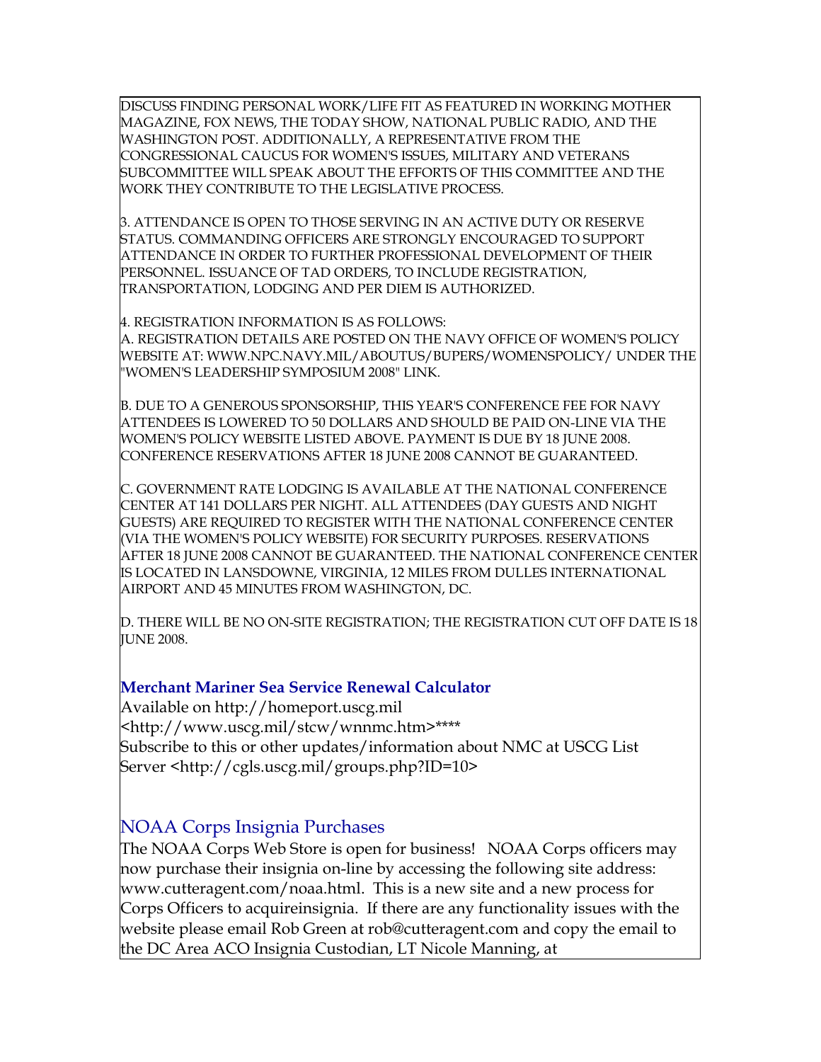DISCUSS FINDING PERSONAL WORK/LIFE FIT AS FEATURED IN WORKING MOTHER MAGAZINE, FOX NEWS, THE TODAY SHOW, NATIONAL PUBLIC RADIO, AND THE WASHINGTON POST. ADDITIONALLY, A REPRESENTATIVE FROM THE CONGRESSIONAL CAUCUS FOR WOMEN'S ISSUES, MILITARY AND VETERANS SUBCOMMITTEE WILL SPEAK ABOUT THE EFFORTS OF THIS COMMITTEE AND THE WORK THEY CONTRIBUTE TO THE LEGISLATIVE PROCESS.

3. ATTENDANCE IS OPEN TO THOSE SERVING IN AN ACTIVE DUTY OR RESERVE STATUS. COMMANDING OFFICERS ARE STRONGLY ENCOURAGED TO SUPPORT ATTENDANCE IN ORDER TO FURTHER PROFESSIONAL DEVELOPMENT OF THEIR PERSONNEL. ISSUANCE OF TAD ORDERS, TO INCLUDE REGISTRATION, TRANSPORTATION, LODGING AND PER DIEM IS AUTHORIZED.

4. REGISTRATION INFORMATION IS AS FOLLOWS:
A. REGISTRATION DETAILS ARE POSTED ON THE NAVY OFFICE OF WOMEN'S POLICY WEBSITE AT: WWW.NPC.NAVY.MIL/ABOUTUS/BUPERS/WOMENSPOLICY/ UNDER THE "WOMEN'S LEADERSHIP SYMPOSIUM 2008" LINK.

B. DUE TO A GENEROUS SPONSORSHIP, THIS YEAR'S CONFERENCE FEE FOR NAVY ATTENDEES IS LOWERED TO 50 DOLLARS AND SHOULD BE PAID ON-LINE VIA THE WOMEN'S POLICY WEBSITE LISTED ABOVE. PAYMENT IS DUE BY 18 JUNE 2008. CONFERENCE RESERVATIONS AFTER 18 JUNE 2008 CANNOT BE GUARANTEED.

C. GOVERNMENT RATE LODGING IS AVAILABLE AT THE NATIONAL CONFERENCE CENTER AT 141 DOLLARS PER NIGHT. ALL ATTENDEES (DAY GUESTS AND NIGHT GUESTS) ARE REQUIRED TO REGISTER WITH THE NATIONAL CONFERENCE CENTER (VIA THE WOMEN'S POLICY WEBSITE) FOR SECURITY PURPOSES. RESERVATIONS AFTER 18 JUNE 2008 CANNOT BE GUARANTEED. THE NATIONAL CONFERENCE CENTER IS LOCATED IN LANSDOWNE, VIRGINIA, 12 MILES FROM DULLES INTERNATIONAL AIRPORT AND 45 MINUTES FROM WASHINGTON, DC.

D. THERE WILL BE NO ON-SITE REGISTRATION; THE REGISTRATION CUT OFF DATE IS 18 JUNE 2008.

### Merchant Mariner Sea Service Renewal Calculator

Available on http://homeport.uscg.mil
<http://www.uscg.mil/stcw/wnnmc.htm>****
Subscribe to this or other updates/information about NMC at USCG List Server <http://cgls.uscg.mil/groups.php?ID=10>

## NOAA Corps Insignia Purchases

The NOAA Corps Web Store is open for business! NOAA Corps officers may now purchase their insignia on-line by accessing the following site address: www.cutteragent.com/noaa.html. This is a new site and a new process for Corps Officers to acquireinsignia. If there are any functionality issues with the website please email Rob Green at rob@cutteragent.com and copy the email to the DC Area ACO Insignia Custodian, LT Nicole Manning, at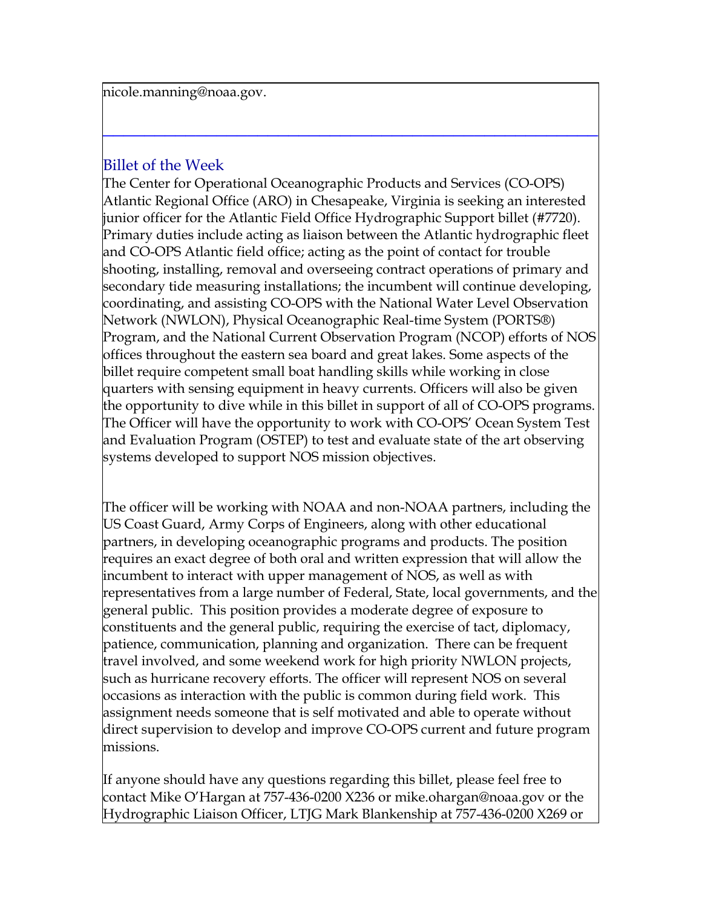nicole.manning@noaa.gov.

---

## Billet of the Week

The Center for Operational Oceanographic Products and Services (CO-OPS) Atlantic Regional Office (ARO) in Chesapeake, Virginia is seeking an interested junior officer for the Atlantic Field Office Hydrographic Support billet (#7720). Primary duties include acting as liaison between the Atlantic hydrographic fleet and CO-OPS Atlantic field office; acting as the point of contact for trouble shooting, installing, removal and overseeing contract operations of primary and secondary tide measuring installations; the incumbent will continue developing, coordinating, and assisting CO-OPS with the National Water Level Observation Network (NWLON), Physical Oceanographic Real-time System (PORTS®) Program, and the National Current Observation Program (NCOP) efforts of NOS offices throughout the eastern sea board and great lakes. Some aspects of the billet require competent small boat handling skills while working in close quarters with sensing equipment in heavy currents. Officers will also be given the opportunity to dive while in this billet in support of all of CO-OPS programs. The Officer will have the opportunity to work with CO-OPS' Ocean System Test and Evaluation Program (OSTEP) to test and evaluate state of the art observing systems developed to support NOS mission objectives.

The officer will be working with NOAA and non-NOAA partners, including the US Coast Guard, Army Corps of Engineers, along with other educational partners, in developing oceanographic programs and products. The position requires an exact degree of both oral and written expression that will allow the incumbent to interact with upper management of NOS, as well as with representatives from a large number of Federal, State, local governments, and the general public. This position provides a moderate degree of exposure to constituents and the general public, requiring the exercise of tact, diplomacy, patience, communication, planning and organization. There can be frequent travel involved, and some weekend work for high priority NWLON projects, such as hurricane recovery efforts. The officer will represent NOS on several occasions as interaction with the public is common during field work. This assignment needs someone that is self motivated and able to operate without direct supervision to develop and improve CO-OPS current and future program missions.

If anyone should have any questions regarding this billet, please feel free to contact Mike O'Hargan at 757-436-0200 X236 or mike.ohargan@noaa.gov or the Hydrographic Liaison Officer, LTJG Mark Blankenship at 757-436-0200 X269 or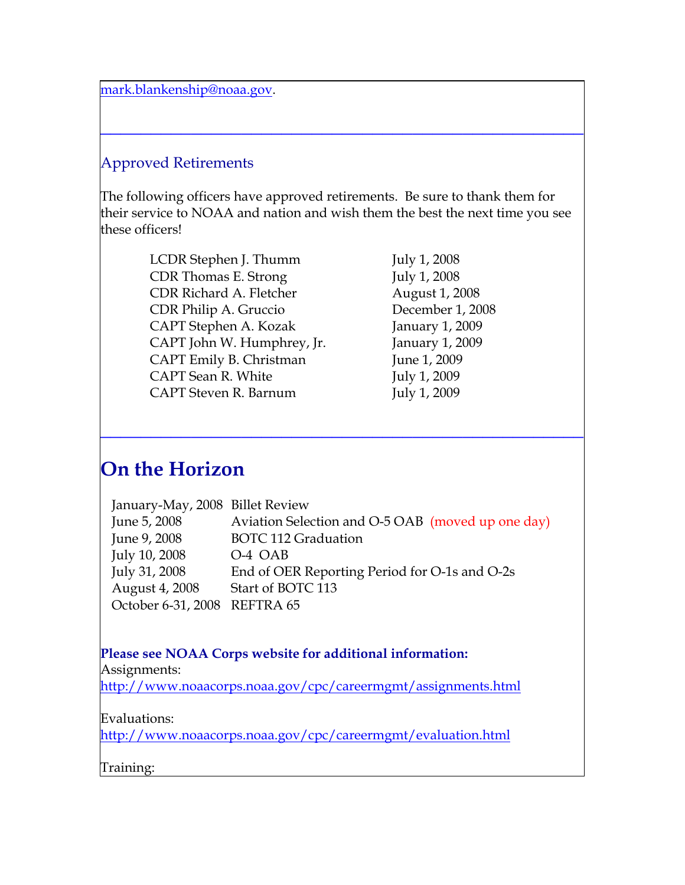mark.blankenship@noaa.gov.

---

## Approved Retirements

The following officers have approved retirements. Be sure to thank them for their service to NOAA and nation and wish them the best the next time you see these officers!

| | |
|---|---|
| LCDR Stephen J. Thumm | July 1, 2008 |
| CDR Thomas E. Strong | July 1, 2008 |
| CDR Richard A. Fletcher | August 1, 2008 |
| CDR Philip A. Gruccio | December 1, 2008 |
| CAPT Stephen A. Kozak | January 1, 2009 |
| CAPT John W. Humphrey, Jr. | January 1, 2009 |
| CAPT Emily B. Christman | June 1, 2009 |
| CAPT Sean R. White | July 1, 2009 |
| CAPT Steven R. Barnum | July 1, 2009 |

---

# On the Horizon

| | |
|---|---|
| January-May, 2008 | Billet Review |
| June 5, 2008 | Aviation Selection and O-5 OAB (moved up one day) |
| June 9, 2008 | BOTC 112 Graduation |
| July 10, 2008 | O-4 OAB |
| July 31, 2008 | End of OER Reporting Period for O-1s and O-2s |
| August 4, 2008 | Start of BOTC 113 |
| October 6-31, 2008 | REFTRA 65 |

**Please see NOAA Corps website for additional information:**

Assignments:
http://www.noaacorps.noaa.gov/cpc/careermgmt/assignments.html

Evaluations:
http://www.noaacorps.noaa.gov/cpc/careermgmt/evaluation.html

Training: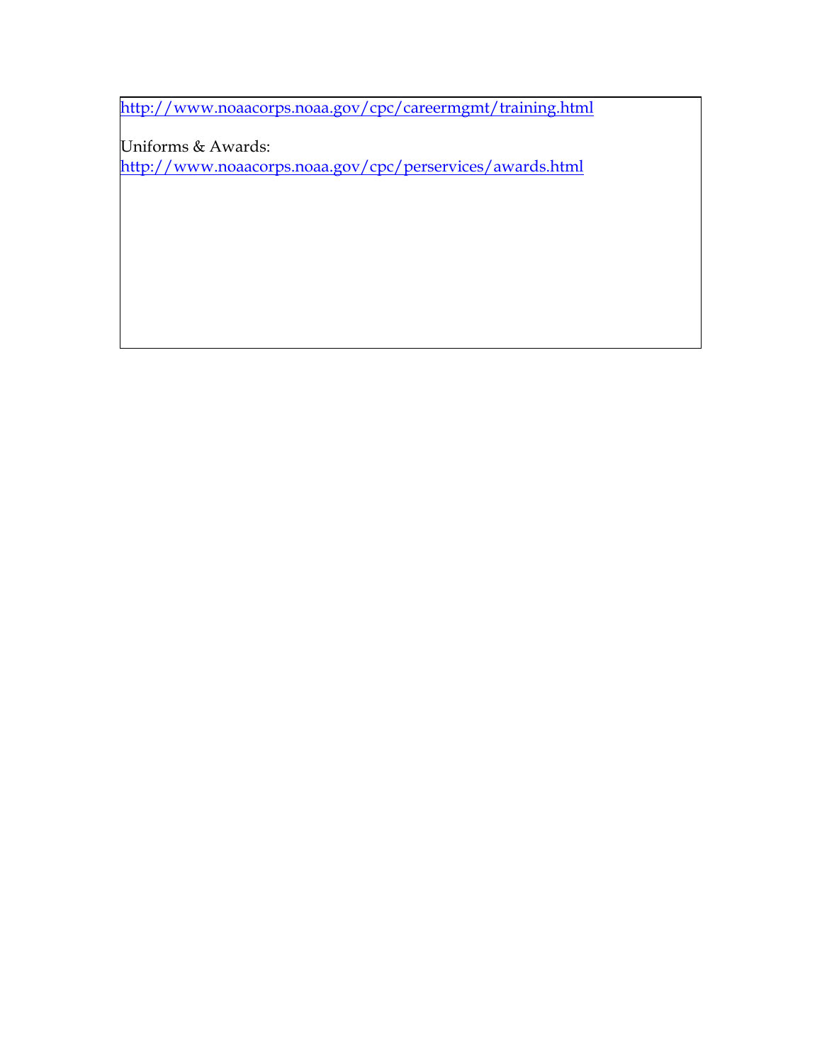http://www.noaacorps.noaa.gov/cpc/careermgmt/training.html

Uniforms & Awards:
http://www.noaacorps.noaa.gov/cpc/perservices/awards.html